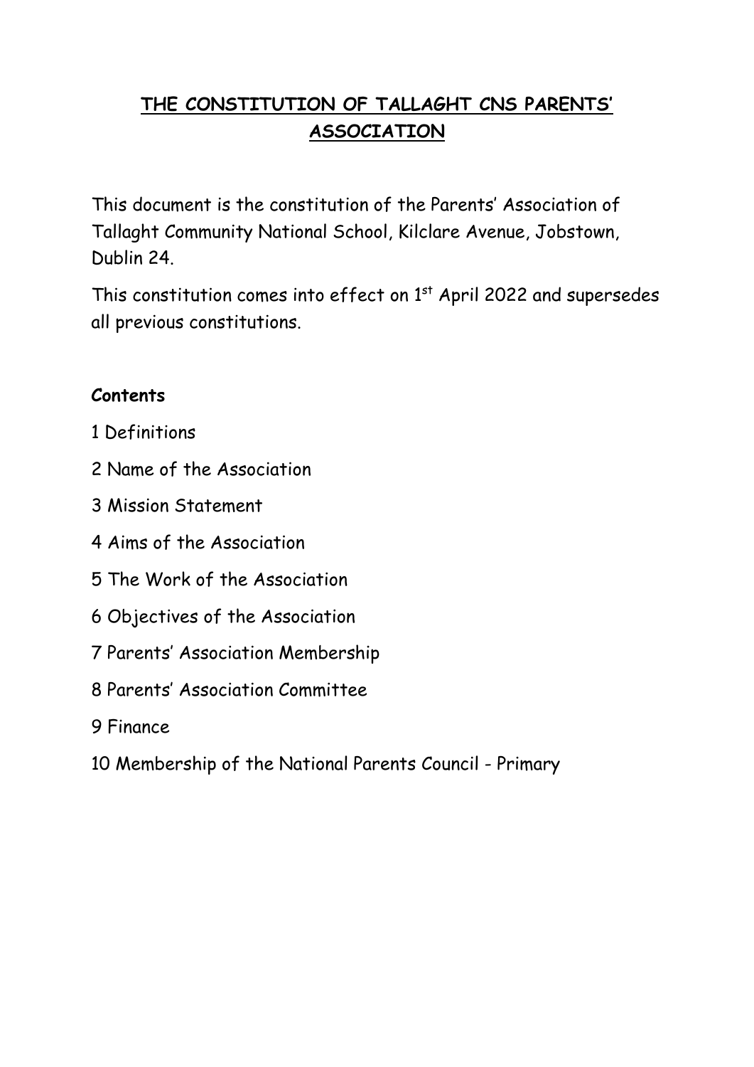# THE CONSTITUTION OF TALLAGHT CNS PARENTS' ASSOCIATION

This document is the constitution of the Parents' Association of Tallaght Community National School, Kilclare Avenue, Jobstown, Dublin 24.

This constitution comes into effect on 1st April 2022 and supersedes all previous constitutions.

**Contents**

1 Definitions

2 Name of the Association

3 Mission Statement

4 Aims of the Association

5 The Work of the Association

6 Objectives of the Association

7 Parents' Association Membership

8 Parents' Association Committee

9 Finance

10 Membership of the National Parents Council - Primary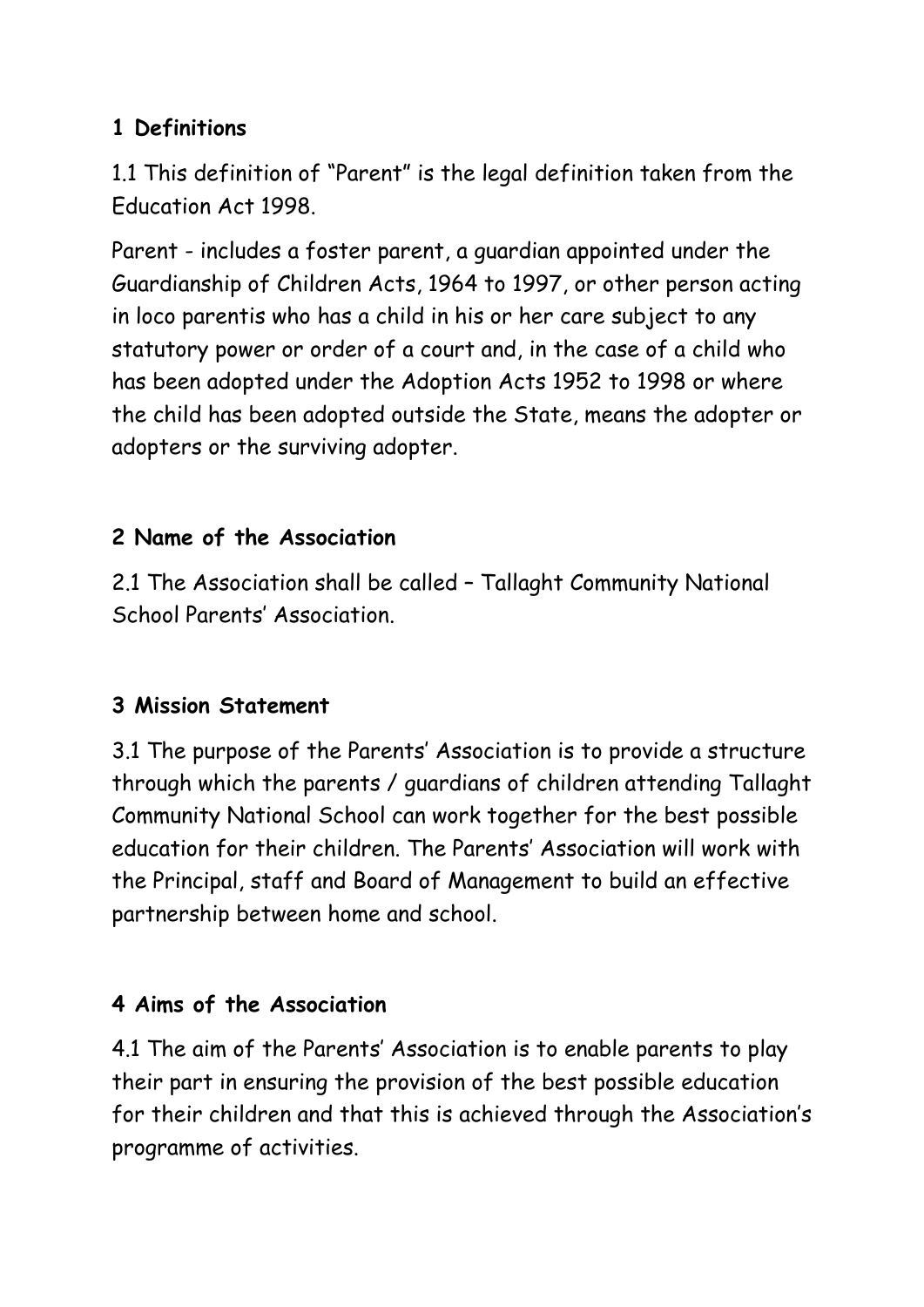## 1 Definitions

1.1 This definition of "Parent" is the legal definition taken from the Education Act 1998.

Parent - includes a foster parent, a guardian appointed under the Guardianship of Children Acts, 1964 to 1997, or other person acting in loco parentis who has a child in his or her care subject to any statutory power or order of a court and, in the case of a child who has been adopted under the Adoption Acts 1952 to 1998 or where the child has been adopted outside the State, means the adopter or adopters or the surviving adopter.

## 2 Name of the Association

2.1 The Association shall be called – Tallaght Community National School Parents' Association.

## 3 Mission Statement

3.1 The purpose of the Parents' Association is to provide a structure through which the parents / guardians of children attending Tallaght Community National School can work together for the best possible education for their children. The Parents' Association will work with the Principal, staff and Board of Management to build an effective partnership between home and school.

## 4 Aims of the Association

4.1 The aim of the Parents' Association is to enable parents to play their part in ensuring the provision of the best possible education for their children and that this is achieved through the Association's programme of activities.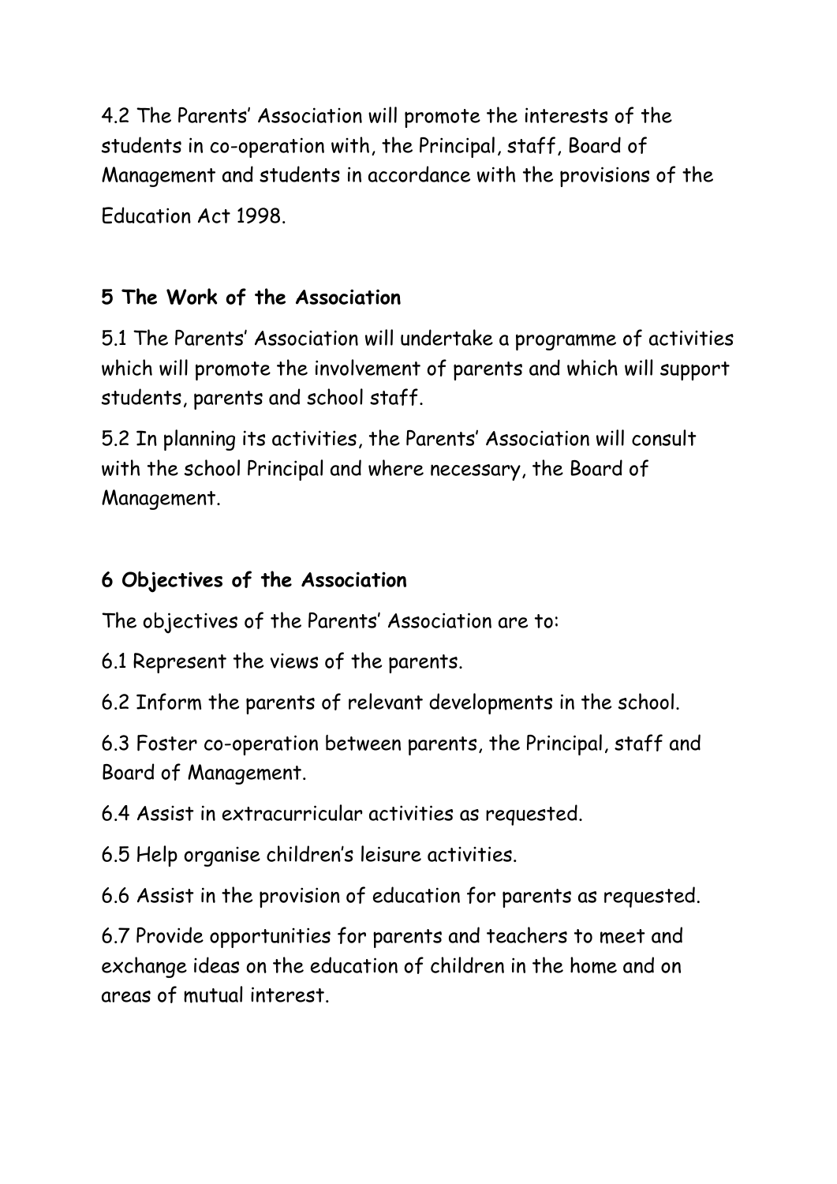4.2 The Parents' Association will promote the interests of the students in co-operation with, the Principal, staff, Board of Management and students in accordance with the provisions of the Education Act 1998.

## 5 The Work of the Association

5.1 The Parents' Association will undertake a programme of activities which will promote the involvement of parents and which will support students, parents and school staff.

5.2 In planning its activities, the Parents' Association will consult with the school Principal and where necessary, the Board of Management.

## 6 Objectives of the Association

The objectives of the Parents' Association are to:

6.1 Represent the views of the parents.

6.2 Inform the parents of relevant developments in the school.

6.3 Foster co-operation between parents, the Principal, staff and Board of Management.

6.4 Assist in extracurricular activities as requested.

6.5 Help organise children's leisure activities.

6.6 Assist in the provision of education for parents as requested.

6.7 Provide opportunities for parents and teachers to meet and exchange ideas on the education of children in the home and on areas of mutual interest.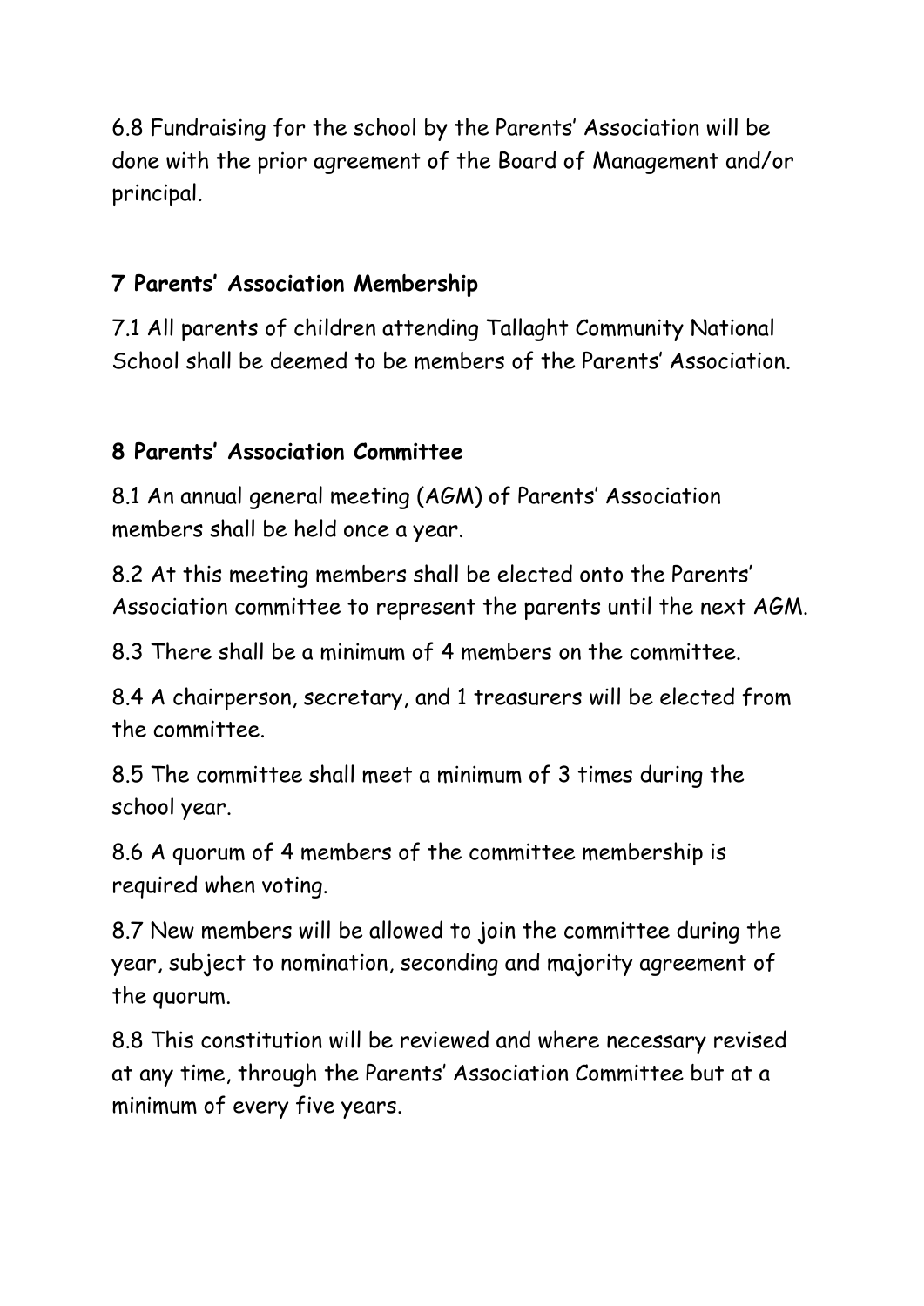6.8 Fundraising for the school by the Parents' Association will be done with the prior agreement of the Board of Management and/or principal.

## 7 Parents' Association Membership

7.1 All parents of children attending Tallaght Community National School shall be deemed to be members of the Parents' Association.

## 8 Parents' Association Committee

8.1 An annual general meeting (AGM) of Parents' Association members shall be held once a year.

8.2 At this meeting members shall be elected onto the Parents' Association committee to represent the parents until the next AGM.

8.3 There shall be a minimum of 4 members on the committee.

8.4 A chairperson, secretary, and 1 treasurers will be elected from the committee.

8.5 The committee shall meet a minimum of 3 times during the school year.

8.6 A quorum of 4 members of the committee membership is required when voting.

8.7 New members will be allowed to join the committee during the year, subject to nomination, seconding and majority agreement of the quorum.

8.8 This constitution will be reviewed and where necessary revised at any time, through the Parents' Association Committee but at a minimum of every five years.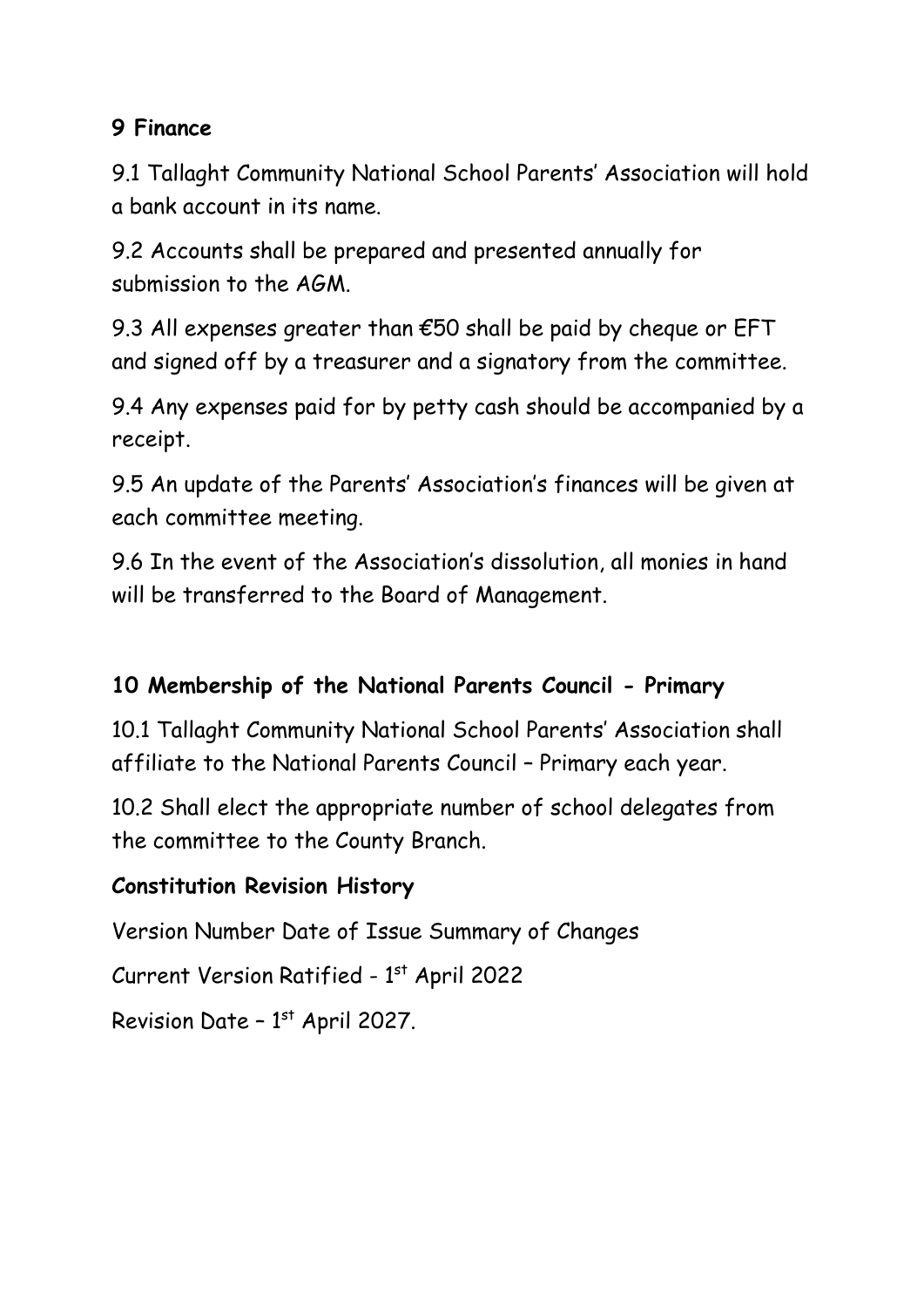## 9 Finance

9.1 Tallaght Community National School Parents' Association will hold a bank account in its name.

9.2 Accounts shall be prepared and presented annually for submission to the AGM.

9.3 All expenses greater than €50 shall be paid by cheque or EFT and signed off by a treasurer and a signatory from the committee.

9.4 Any expenses paid for by petty cash should be accompanied by a receipt.

9.5 An update of the Parents' Association's finances will be given at each committee meeting.

9.6 In the event of the Association's dissolution, all monies in hand will be transferred to the Board of Management.

## 10 Membership of the National Parents Council - Primary

10.1 Tallaght Community National School Parents' Association shall affiliate to the National Parents Council – Primary each year.

10.2 Shall elect the appropriate number of school delegates from the committee to the County Branch.

### Constitution Revision History

Version Number Date of Issue Summary of Changes

Current Version Ratified - 1st April 2022

Revision Date – 1st April 2027.